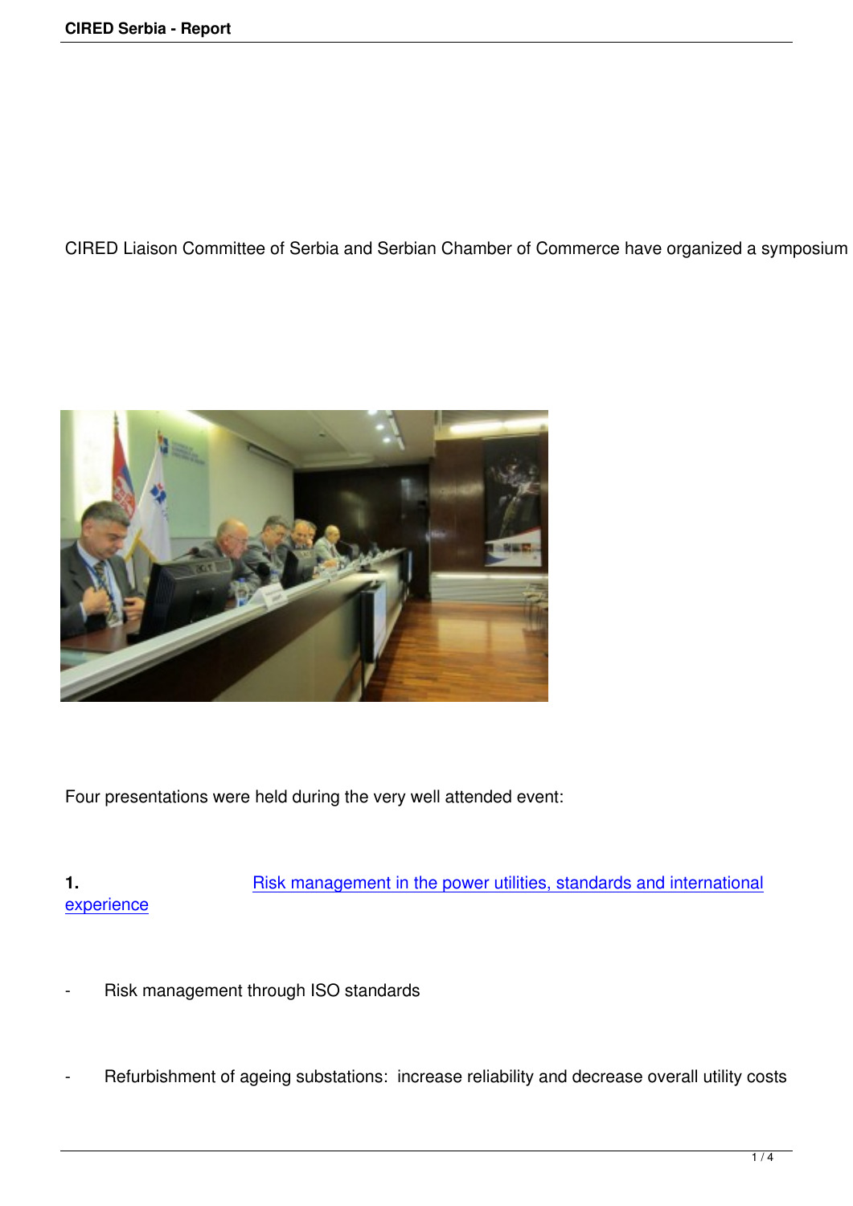CIRED Liaison Committee of Serbia and Serbian Chamber of Commerce have organized a symposium

Four presentations were held during the very well attended event:

**1.** Risk management in the power utilities, standards and international experience

- Risk management through ISO standards

- Refurbishment of ageing substations: increase reliability and decrease overall utility costs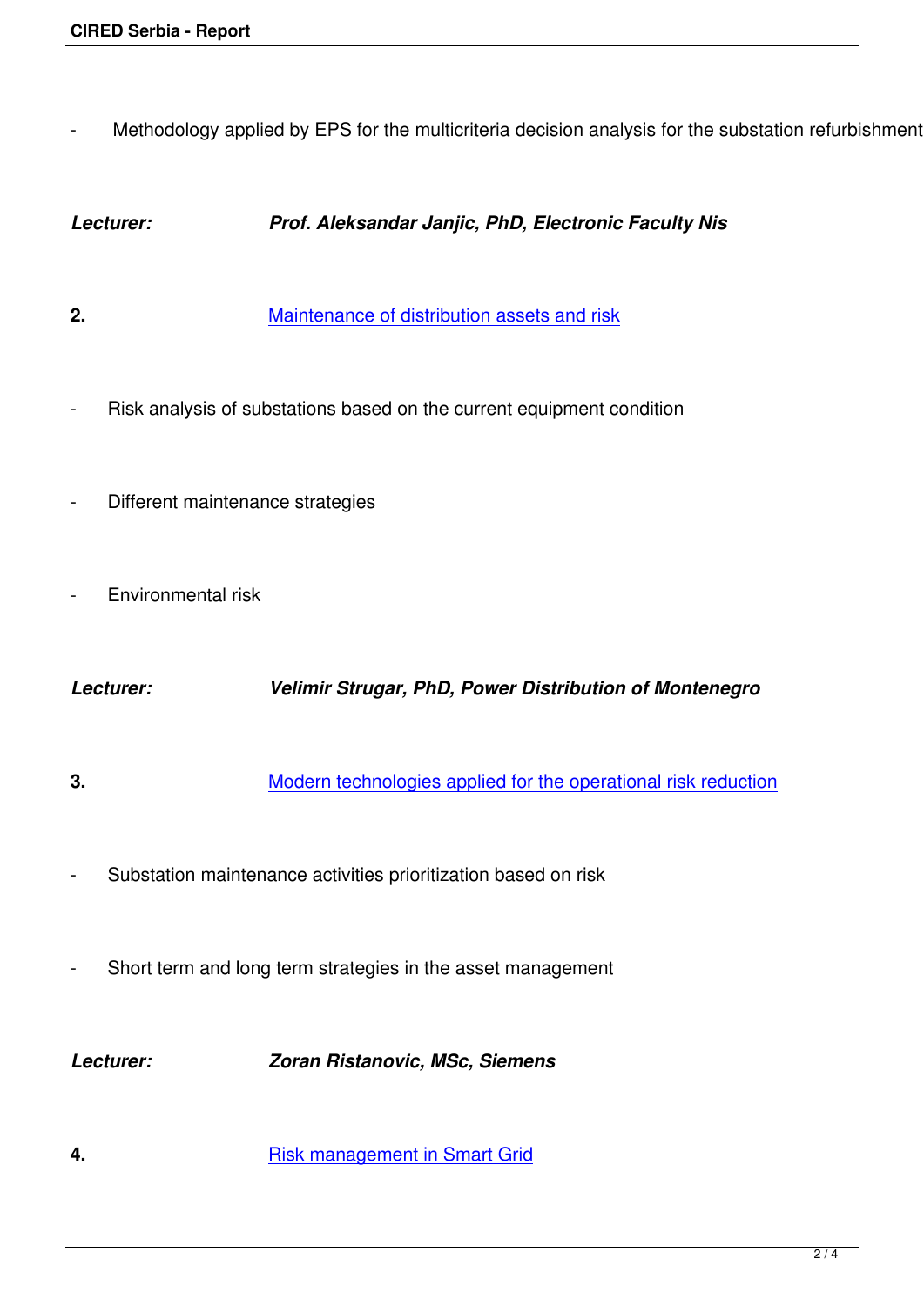- Methodology applied by EPS for the multicriteria decision analysis for the substation refurbishment

***Lecturer: Prof. Aleksandar Janjic, PhD, Electronic Faculty Nis***

**2.** Maintenance of distribution assets and risk

- Risk analysis of substations based on the current equipment condition

- Different maintenance strategies

- Environmental risk

***Lecturer: Velimir Strugar, PhD, Power Distribution of Montenegro***

**3.** Modern technologies applied for the operational risk reduction

- Substation maintenance activities prioritization based on risk

- Short term and long term strategies in the asset management

***Lecturer: Zoran Ristanovic, MSc, Siemens***

**4.** Risk management in Smart Grid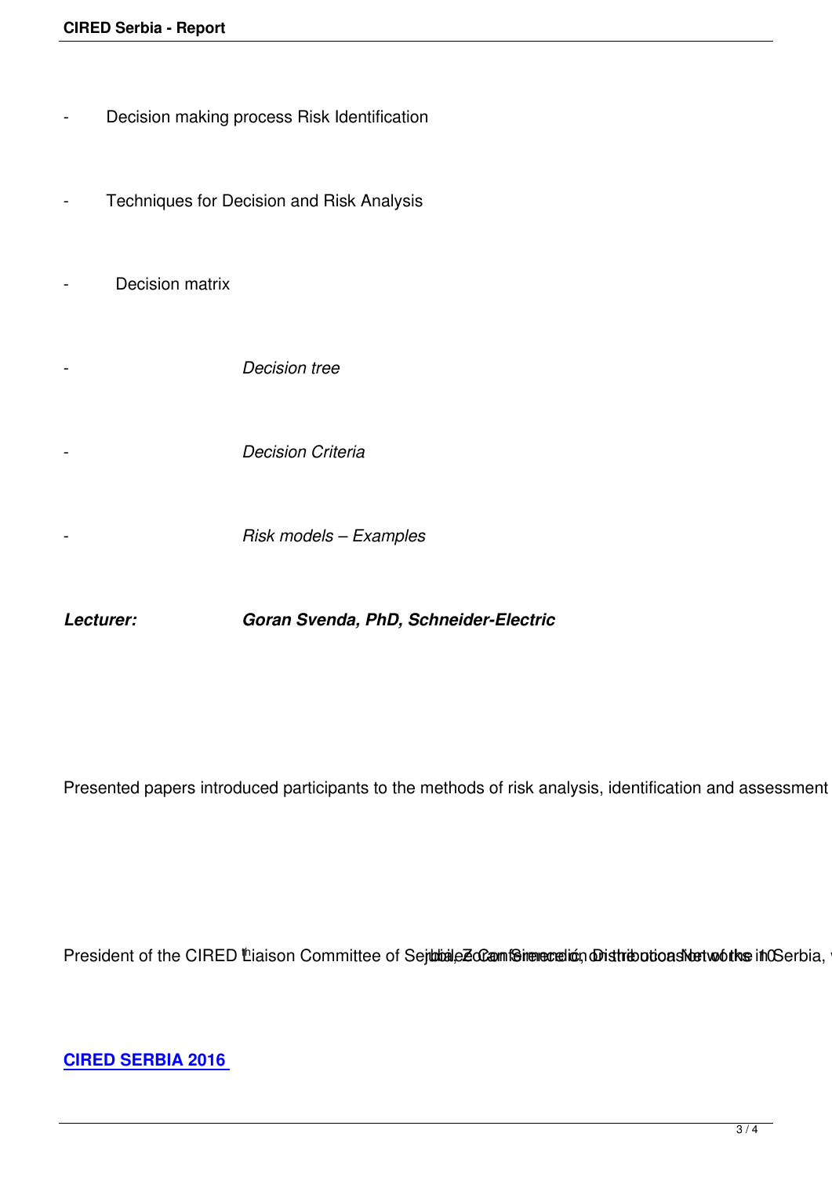- Decision making process Risk Identification

- Techniques for Decision and Risk Analysis

- Decision matrix

- *Decision tree*

- *Decision Criteria*

- *Risk models – Examples*

***Lecturer: Goran Svenda, PhD, Schneider-Electric***

Presented papers introduced participants to the methods of risk analysis, identification and assessment

President of the CIRED Liaison Committee of Serbia, Zoran Simendić, on the occasion of the 10th jubilee Conference on Distribution Networks in Serbia,

[**CIRED SERBIA 2016**]()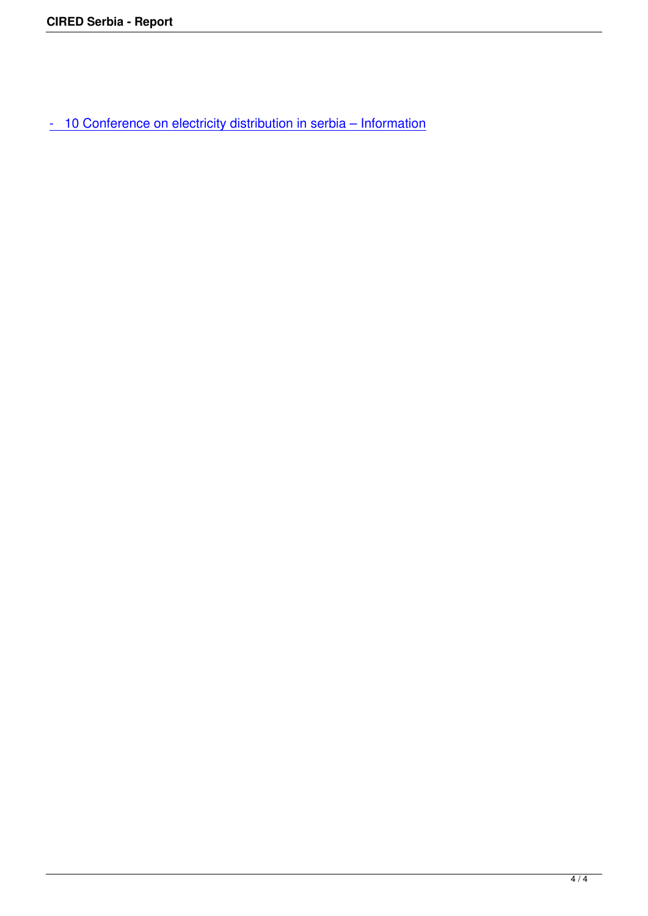- 10 Conference on electricity distribution in serbia – Information